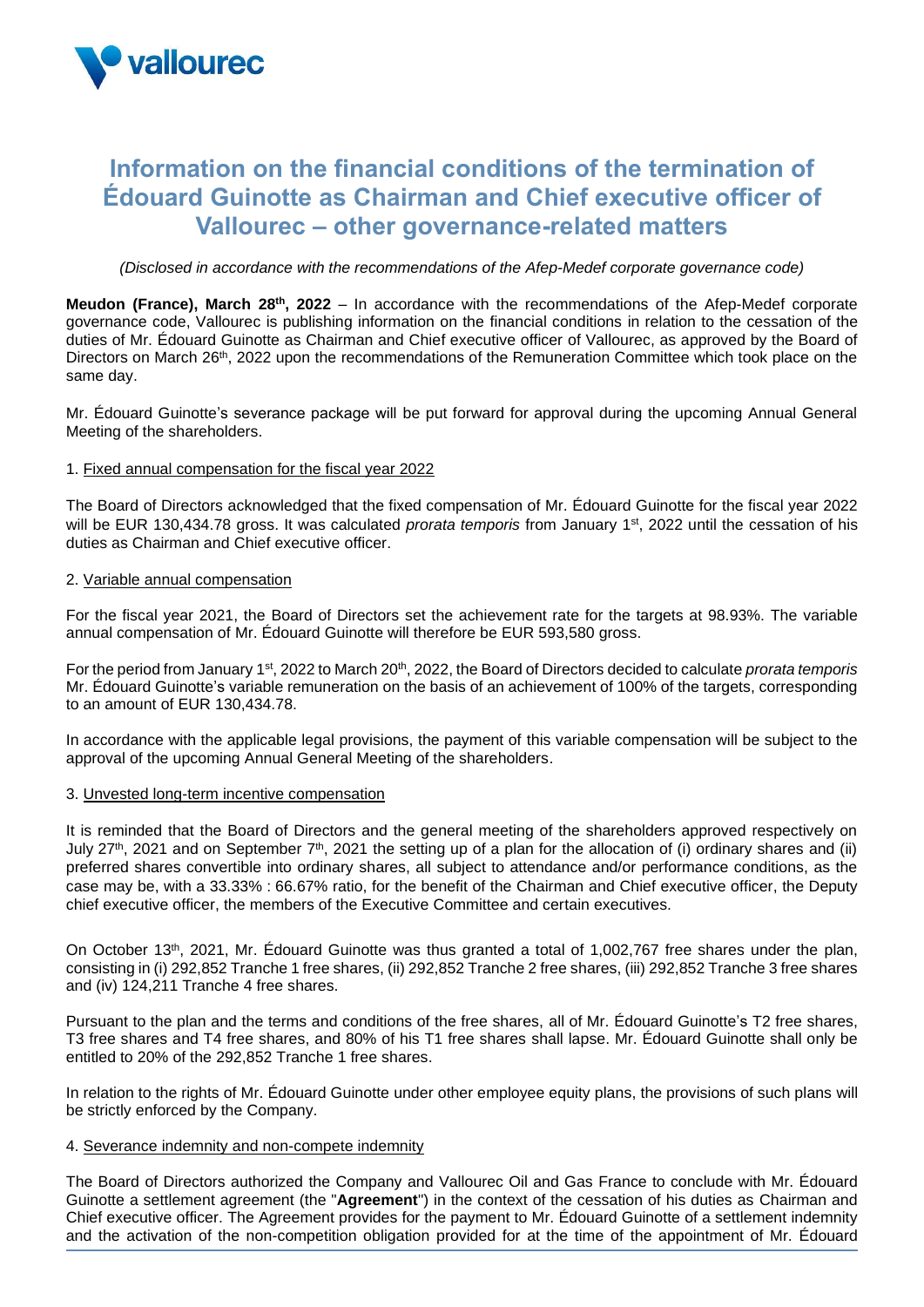# Information on the financial conditions of the termination of Édouard Guinotte as Chairman and Chief executive officer of Vallourec – other governance-related matters

*(Disclosed in accordance with the recommendations of the Afep-Medef corporate governance code)*

**Meudon (France), March 28th, 2022** – In accordance with the recommendations of the Afep-Medef corporate governance code, Vallourec is publishing information on the financial conditions in relation to the cessation of the duties of Mr. Édouard Guinotte as Chairman and Chief executive officer of Vallourec, as approved by the Board of Directors on March 26th, 2022 upon the recommendations of the Remuneration Committee which took place on the same day.

Mr. Édouard Guinotte's severance package will be put forward for approval during the upcoming Annual General Meeting of the shareholders.

1. Fixed annual compensation for the fiscal year 2022

The Board of Directors acknowledged that the fixed compensation of Mr. Édouard Guinotte for the fiscal year 2022 will be EUR 130,434.78 gross. It was calculated *prorata temporis* from January 1st, 2022 until the cessation of his duties as Chairman and Chief executive officer.

2. Variable annual compensation

For the fiscal year 2021, the Board of Directors set the achievement rate for the targets at 98.93%. The variable annual compensation of Mr. Édouard Guinotte will therefore be EUR 593,580 gross.

For the period from January 1st, 2022 to March 20th, 2022, the Board of Directors decided to calculate *prorata temporis* Mr. Édouard Guinotte's variable remuneration on the basis of an achievement of 100% of the targets, corresponding to an amount of EUR 130,434.78.

In accordance with the applicable legal provisions, the payment of this variable compensation will be subject to the approval of the upcoming Annual General Meeting of the shareholders.

3. Unvested long-term incentive compensation

It is reminded that the Board of Directors and the general meeting of the shareholders approved respectively on July 27th, 2021 and on September 7th, 2021 the setting up of a plan for the allocation of (i) ordinary shares and (ii) preferred shares convertible into ordinary shares, all subject to attendance and/or performance conditions, as the case may be, with a 33.33% : 66.67% ratio, for the benefit of the Chairman and Chief executive officer, the Deputy chief executive officer, the members of the Executive Committee and certain executives.

On October 13th, 2021, Mr. Édouard Guinotte was thus granted a total of 1,002,767 free shares under the plan, consisting in (i) 292,852 Tranche 1 free shares, (ii) 292,852 Tranche 2 free shares, (iii) 292,852 Tranche 3 free shares and (iv) 124,211 Tranche 4 free shares.

Pursuant to the plan and the terms and conditions of the free shares, all of Mr. Édouard Guinotte's T2 free shares, T3 free shares and T4 free shares, and 80% of his T1 free shares shall lapse. Mr. Édouard Guinotte shall only be entitled to 20% of the 292,852 Tranche 1 free shares.

In relation to the rights of Mr. Édouard Guinotte under other employee equity plans, the provisions of such plans will be strictly enforced by the Company.

4. Severance indemnity and non-compete indemnity

The Board of Directors authorized the Company and Vallourec Oil and Gas France to conclude with Mr. Édouard Guinotte a settlement agreement (the "**Agreement**") in the context of the cessation of his duties as Chairman and Chief executive officer. The Agreement provides for the payment to Mr. Édouard Guinotte of a settlement indemnity and the activation of the non-competition obligation provided for at the time of the appointment of Mr. Édouard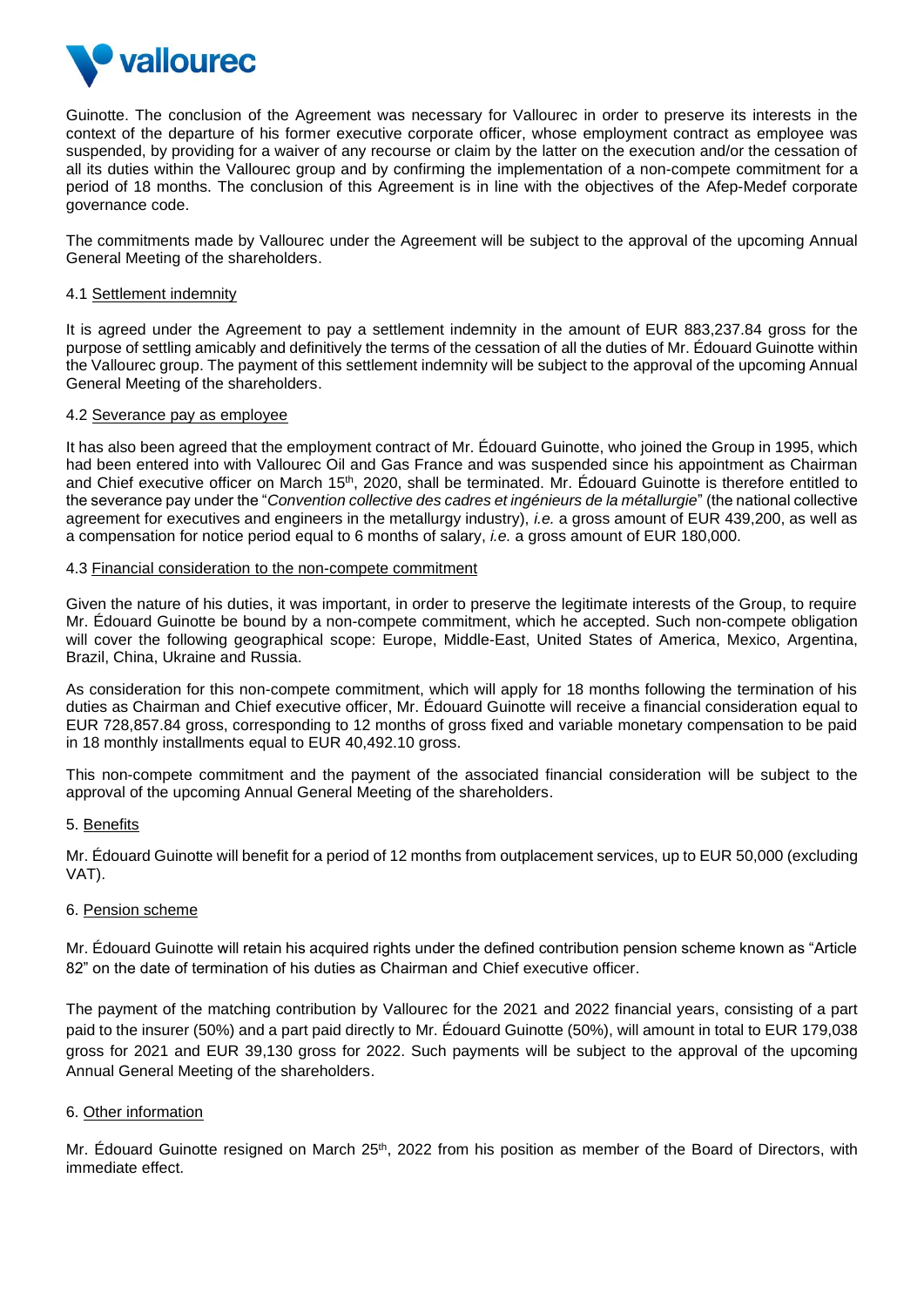Guinotte. The conclusion of the Agreement was necessary for Vallourec in order to preserve its interests in the context of the departure of his former executive corporate officer, whose employment contract as employee was suspended, by providing for a waiver of any recourse or claim by the latter on the execution and/or the cessation of all its duties within the Vallourec group and by confirming the implementation of a non-compete commitment for a period of 18 months. The conclusion of this Agreement is in line with the objectives of the Afep-Medef corporate governance code.

The commitments made by Vallourec under the Agreement will be subject to the approval of the upcoming Annual General Meeting of the shareholders.

4.1 Settlement indemnity

It is agreed under the Agreement to pay a settlement indemnity in the amount of EUR 883,237.84 gross for the purpose of settling amicably and definitively the terms of the cessation of all the duties of Mr. Édouard Guinotte within the Vallourec group. The payment of this settlement indemnity will be subject to the approval of the upcoming Annual General Meeting of the shareholders.

4.2 Severance pay as employee

It has also been agreed that the employment contract of Mr. Édouard Guinotte, who joined the Group in 1995, which had been entered into with Vallourec Oil and Gas France and was suspended since his appointment as Chairman and Chief executive officer on March 15th, 2020, shall be terminated. Mr. Édouard Guinotte is therefore entitled to the severance pay under the "*Convention collective des cadres et ingénieurs de la métallurgie*" (the national collective agreement for executives and engineers in the metallurgy industry), *i.e.* a gross amount of EUR 439,200, as well as a compensation for notice period equal to 6 months of salary, *i.e.* a gross amount of EUR 180,000.

4.3 Financial consideration to the non-compete commitment

Given the nature of his duties, it was important, in order to preserve the legitimate interests of the Group, to require Mr. Édouard Guinotte be bound by a non-compete commitment, which he accepted. Such non-compete obligation will cover the following geographical scope: Europe, Middle-East, United States of America, Mexico, Argentina, Brazil, China, Ukraine and Russia.

As consideration for this non-compete commitment, which will apply for 18 months following the termination of his duties as Chairman and Chief executive officer, Mr. Édouard Guinotte will receive a financial consideration equal to EUR 728,857.84 gross, corresponding to 12 months of gross fixed and variable monetary compensation to be paid in 18 monthly installments equal to EUR 40,492.10 gross.

This non-compete commitment and the payment of the associated financial consideration will be subject to the approval of the upcoming Annual General Meeting of the shareholders.

5. Benefits

Mr. Édouard Guinotte will benefit for a period of 12 months from outplacement services, up to EUR 50,000 (excluding VAT).

6. Pension scheme

Mr. Édouard Guinotte will retain his acquired rights under the defined contribution pension scheme known as "Article 82" on the date of termination of his duties as Chairman and Chief executive officer.

The payment of the matching contribution by Vallourec for the 2021 and 2022 financial years, consisting of a part paid to the insurer (50%) and a part paid directly to Mr. Édouard Guinotte (50%), will amount in total to EUR 179,038 gross for 2021 and EUR 39,130 gross for 2022. Such payments will be subject to the approval of the upcoming Annual General Meeting of the shareholders.

6. Other information

Mr. Édouard Guinotte resigned on March 25th, 2022 from his position as member of the Board of Directors, with immediate effect.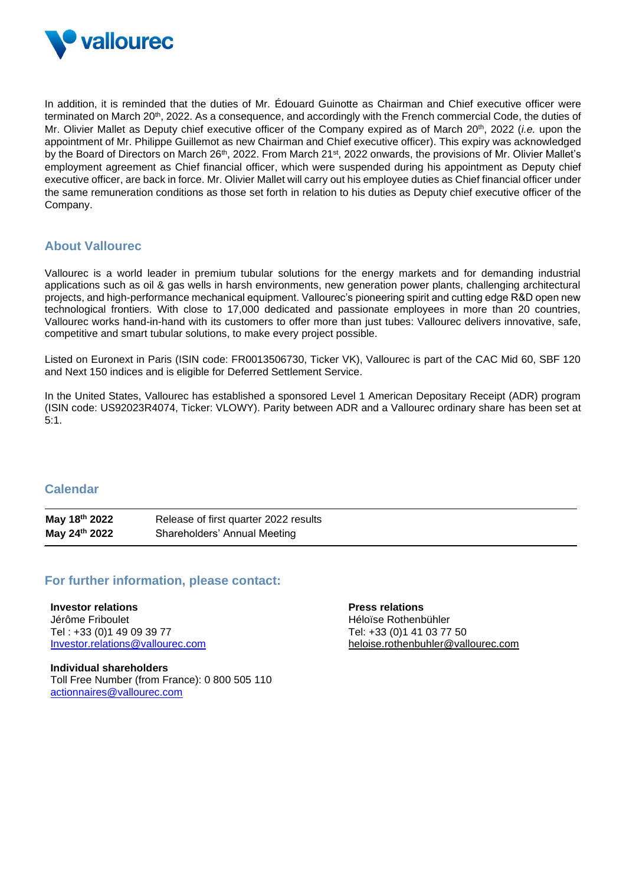In addition, it is reminded that the duties of Mr. Édouard Guinotte as Chairman and Chief executive officer were terminated on March 20th, 2022. As a consequence, and accordingly with the French commercial Code, the duties of Mr. Olivier Mallet as Deputy chief executive officer of the Company expired as of March 20th, 2022 (*i.e.* upon the appointment of Mr. Philippe Guillemot as new Chairman and Chief executive officer). This expiry was acknowledged by the Board of Directors on March 26th, 2022. From March 21st, 2022 onwards, the provisions of Mr. Olivier Mallet's employment agreement as Chief financial officer, which were suspended during his appointment as Deputy chief executive officer, are back in force. Mr. Olivier Mallet will carry out his employee duties as Chief financial officer under the same remuneration conditions as those set forth in relation to his duties as Deputy chief executive officer of the Company.

## About Vallourec

Vallourec is a world leader in premium tubular solutions for the energy markets and for demanding industrial applications such as oil & gas wells in harsh environments, new generation power plants, challenging architectural projects, and high-performance mechanical equipment. Vallourec's pioneering spirit and cutting edge R&D open new technological frontiers. With close to 17,000 dedicated and passionate employees in more than 20 countries, Vallourec works hand-in-hand with its customers to offer more than just tubes: Vallourec delivers innovative, safe, competitive and smart tubular solutions, to make every project possible.

Listed on Euronext in Paris (ISIN code: FR0013506730, Ticker VK), Vallourec is part of the CAC Mid 60, SBF 120 and Next 150 indices and is eligible for Deferred Settlement Service.

In the United States, Vallourec has established a sponsored Level 1 American Depositary Receipt (ADR) program (ISIN code: US92023R4074, Ticker: VLOWY). Parity between ADR and a Vallourec ordinary share has been set at 5:1.

## Calendar

| | |
|---|---|
| **May 18th 2022** | Release of first quarter 2022 results |
| **May 24th 2022** | Shareholders' Annual Meeting |

## For further information, please contact:

**Investor relations**
Jérôme Friboulet
Tel : +33 (0)1 49 09 39 77
Investor.relations@vallourec.com

**Press relations**
Héloïse Rothenbühler
Tel: +33 (0)1 41 03 77 50
heloise.rothenbuhler@vallourec.com

**Individual shareholders**
Toll Free Number (from France): 0 800 505 110
actionnaires@vallourec.com